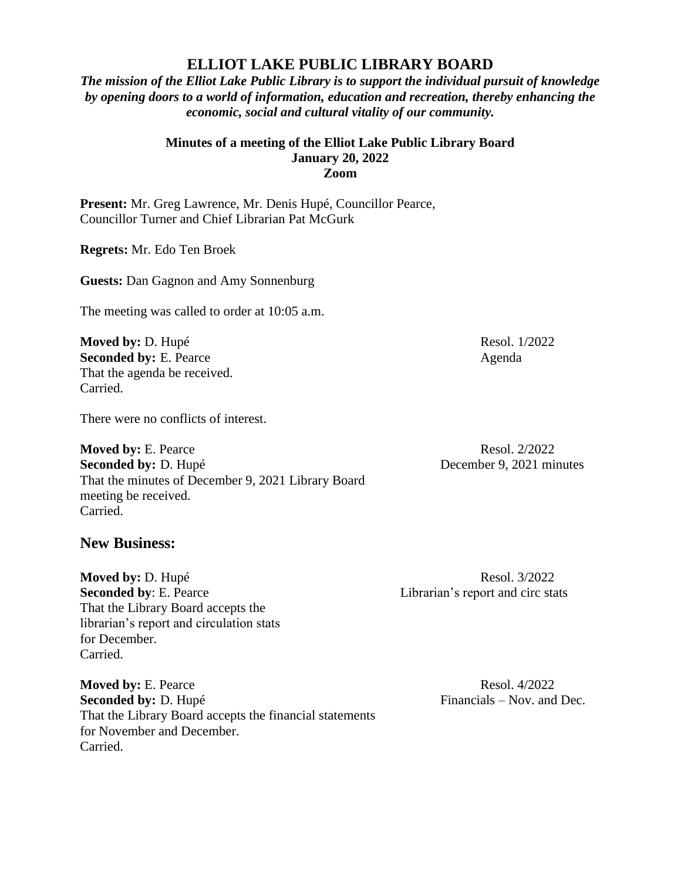# ELLIOT LAKE PUBLIC LIBRARY BOARD

***The mission of the Elliot Lake Public Library is to support the individual pursuit of knowledge by opening doors to a world of information, education and recreation, thereby enhancing the economic, social and cultural vitality of our community.***

**Minutes of a meeting of the Elliot Lake Public Library Board**
**January 20, 2022**
**Zoom**

**Present:** Mr. Greg Lawrence, Mr. Denis Hupé, Councillor Pearce, Councillor Turner and Chief Librarian Pat McGurk

**Regrets:** Mr. Edo Ten Broek

**Guests:** Dan Gagnon and Amy Sonnenburg

The meeting was called to order at 10:05 a.m.

**Moved by:** D. Hupé — Resol. 1/2022
**Seconded by:** E. Pearce — Agenda
That the agenda be received.
Carried.

There were no conflicts of interest.

**Moved by:** E. Pearce — Resol. 2/2022
**Seconded by:** D. Hupé — December 9, 2021 minutes
That the minutes of December 9, 2021 Library Board meeting be received.
Carried.

## New Business:

**Moved by:** D. Hupé — Resol. 3/2022
**Seconded by**: E. Pearce — Librarian's report and circ stats
That the Library Board accepts the librarian's report and circulation stats for December.
Carried.

**Moved by:** E. Pearce — Resol. 4/2022
**Seconded by:** D. Hupé — Financials – Nov. and Dec.
That the Library Board accepts the financial statements for November and December.
Carried.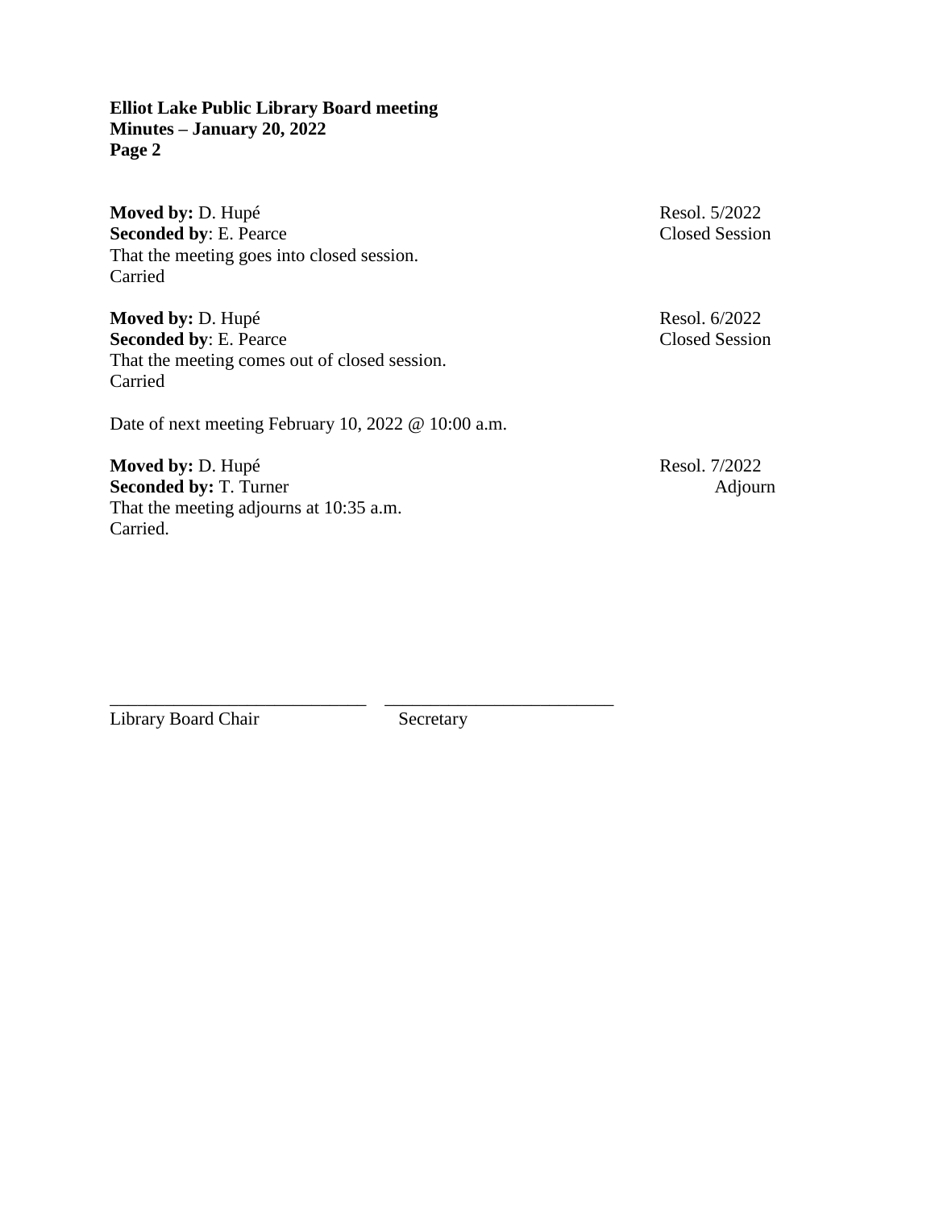**Moved by:** D. Hupé
**Seconded by**: E. Pearce
That the meeting goes into closed session.
Carried

Resol. 5/2022
Closed Session

**Moved by:** D. Hupé
**Seconded by**: E. Pearce
That the meeting comes out of closed session.
Carried

Resol. 6/2022
Closed Session

Date of next meeting February 10, 2022 @ 10:00 a.m.

**Moved by:** D. Hupé
**Seconded by:** T. Turner
That the meeting adjourns at 10:35 a.m.
Carried.

Resol. 7/2022
Adjourn

\_\_\_\_\_\_\_\_\_\_\_\_\_\_\_\_\_\_\_\_\_\_\_\_\_\_\_\_ \_\_\_\_\_\_\_\_\_\_\_\_\_\_\_\_\_\_\_\_\_\_\_\_\_\_\_\_
Library Board Chair Secretary